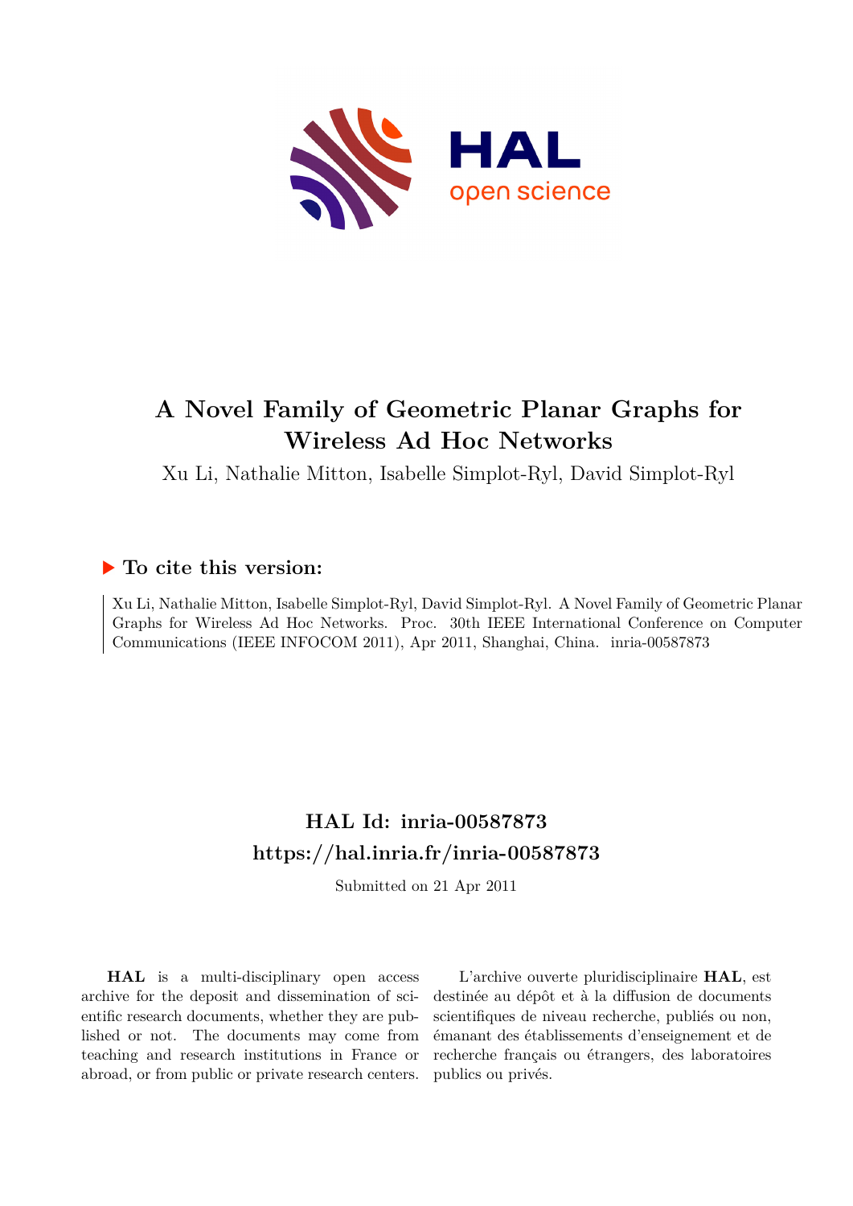# A Novel Family of Geometric Planar Graphs for Wireless Ad Hoc Networks

Xu Li, Nathalie Mitton, Isabelle Simplot-Ryl, David Simplot-Ryl

## To cite this version:

Xu Li, Nathalie Mitton, Isabelle Simplot-Ryl, David Simplot-Ryl. A Novel Family of Geometric Planar Graphs for Wireless Ad Hoc Networks. Proc. 30th IEEE International Conference on Computer Communications (IEEE INFOCOM 2011), Apr 2011, Shanghai, China. inria-00587873

## HAL Id: inria-00587873

## https://hal.inria.fr/inria-00587873

Submitted on 21 Apr 2011

**HAL** is a multi-disciplinary open access archive for the deposit and dissemination of scientific research documents, whether they are published or not. The documents may come from teaching and research institutions in France or abroad, or from public or private research centers.

L'archive ouverte pluridisciplinaire **HAL**, est destinée au dépôt et à la diffusion de documents scientifiques de niveau recherche, publiés ou non, émanant des établissements d'enseignement et de recherche français ou étrangers, des laboratoires publics ou privés.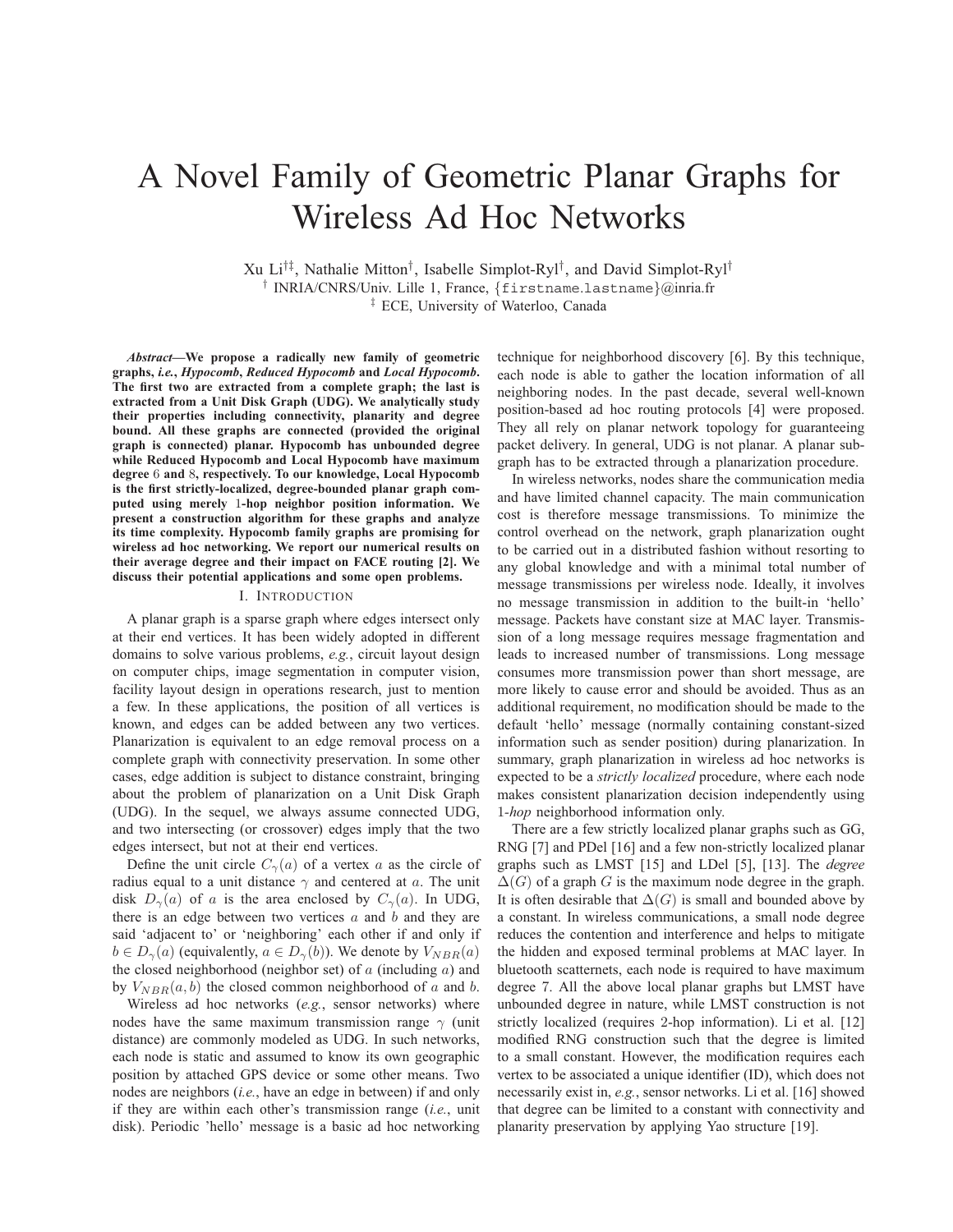# A Novel Family of Geometric Planar Graphs for Wireless Ad Hoc Networks

Xu Li[†‡], Nathalie Mitton[†], Isabelle Simplot-Ryl[†], and David Simplot-Ryl[†]

[†] INRIA/CNRS/Univ. Lille 1, France, {firstname.lastname}@inria.fr

[‡] ECE, University of Waterloo, Canada

***Abstract*—We propose a radically new family of geometric graphs, *i.e.*, *Hypocomb*, *Reduced Hypocomb* and *Local Hypocomb*. The first two are extracted from a complete graph; the last is extracted from a Unit Disk Graph (UDG). We analytically study their properties including connectivity, planarity and degree bound. All these graphs are connected (provided the original graph is connected) planar. Hypocomb has unbounded degree while Reduced Hypocomb and Local Hypocomb have maximum degree $6$ and $8$, respectively. To our knowledge, Local Hypocomb is the first strictly-localized, degree-bounded planar graph computed using merely $1$-hop neighbor position information. We present a construction algorithm for these graphs and analyze its time complexity. Hypocomb family graphs are promising for wireless ad hoc networking. We report our numerical results on their average degree and their impact on FACE routing [2]. We discuss their potential applications and some open problems.**

## I. Introduction

A planar graph is a sparse graph where edges intersect only at their end vertices. It has been widely adopted in different domains to solve various problems, *e.g.*, circuit layout design on computer chips, image segmentation in computer vision, facility layout design in operations research, just to mention a few. In these applications, the position of all vertices is known, and edges can be added between any two vertices. Planarization is equivalent to an edge removal process on a complete graph with connectivity preservation. In some other cases, edge addition is subject to distance constraint, bringing about the problem of planarization on a Unit Disk Graph (UDG). In the sequel, we always assume connected UDG, and two intersecting (or crossover) edges imply that the two edges intersect, but not at their end vertices.

Define the unit circle $C_\gamma(a)$ of a vertex $a$ as the circle of radius equal to a unit distance $\gamma$ and centered at $a$. The unit disk $D_\gamma(a)$ of $a$ is the area enclosed by $C_\gamma(a)$. In UDG, there is an edge between two vertices $a$ and $b$ and they are said 'adjacent to' or 'neighboring' each other if and only if $b \in D_\gamma(a)$ (equivalently, $a \in D_\gamma(b)$). We denote by $V_{NBR}(a)$ the closed neighborhood (neighbor set) of $a$ (including $a$) and by $V_{NBR}(a, b)$ the closed common neighborhood of $a$ and $b$.

Wireless ad hoc networks (*e.g.*, sensor networks) where nodes have the same maximum transmission range $\gamma$ (unit distance) are commonly modeled as UDG. In such networks, each node is static and assumed to know its own geographic position by attached GPS device or some other means. Two nodes are neighbors (*i.e.*, have an edge in between) if and only if they are within each other's transmission range (*i.e.*, unit disk). Periodic 'hello' message is a basic ad hoc networking technique for neighborhood discovery [6]. By this technique, each node is able to gather the location information of all neighboring nodes. In the past decade, several well-known position-based ad hoc routing protocols [4] were proposed. They all rely on planar network topology for guaranteeing packet delivery. In general, UDG is not planar. A planar subgraph has to be extracted through a planarization procedure.

In wireless networks, nodes share the communication media and have limited channel capacity. The main communication cost is therefore message transmissions. To minimize the control overhead on the network, graph planarization ought to be carried out in a distributed fashion without resorting to any global knowledge and with a minimal total number of message transmissions per wireless node. Ideally, it involves no message transmission in addition to the built-in 'hello' message. Packets have constant size at MAC layer. Transmission of a long message requires message fragmentation and leads to increased number of transmissions. Long message consumes more transmission power than short message, are more likely to cause error and should be avoided. Thus as an additional requirement, no modification should be made to the default 'hello' message (normally containing constant-sized information such as sender position) during planarization. In summary, graph planarization in wireless ad hoc networks is expected to be a *strictly localized* procedure, where each node makes consistent planarization decision independently using 1-*hop* neighborhood information only.

There are a few strictly localized planar graphs such as GG, RNG [7] and PDel [16] and a few non-strictly localized planar graphs such as LMST [15] and LDel [5], [13]. The *degree* $\Delta(G)$ of a graph $G$ is the maximum node degree in the graph. It is often desirable that $\Delta(G)$ is small and bounded above by a constant. In wireless communications, a small node degree reduces the contention and interference and helps to mitigate the hidden and exposed terminal problems at MAC layer. In bluetooth scatternets, each node is required to have maximum degree 7. All the above local planar graphs but LMST have unbounded degree in nature, while LMST construction is not strictly localized (requires 2-hop information). Li et al. [12] modified RNG construction such that the degree is limited to a small constant. However, the modification requires each vertex to be associated a unique identifier (ID), which does not necessarily exist in, *e.g.*, sensor networks. Li et al. [16] showed that degree can be limited to a constant with connectivity and planarity preservation by applying Yao structure [19].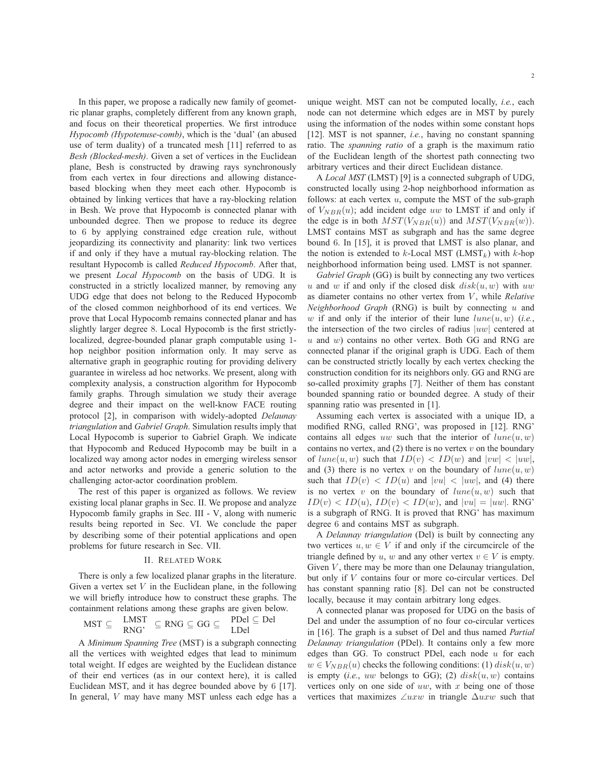In this paper, we propose a radically new family of geometric planar graphs, completely different from any known graph, and focus on their theoretical properties. We first introduce *Hypocomb (Hypotenuse-comb)*, which is the 'dual' (an abused use of term duality) of a truncated mesh [11] referred to as *Besh (Blocked-mesh)*. Given a set of vertices in the Euclidean plane, Besh is constructed by drawing rays synchronously from each vertex in four directions and allowing distance-based blocking when they meet each other. Hypocomb is obtained by linking vertices that have a ray-blocking relation in Besh. We prove that Hypocomb is connected planar with unbounded degree. Then we propose to reduce its degree to 6 by applying constrained edge creation rule, without jeopardizing its connectivity and planarity: link two vertices if and only if they have a mutual ray-blocking relation. The resultant Hypocomb is called *Reduced Hypocomb*. After that, we present *Local Hypocomb* on the basis of UDG. It is constructed in a strictly localized manner, by removing any UDG edge that does not belong to the Reduced Hypocomb of the closed common neighborhood of its end vertices. We prove that Local Hypocomb remains connected planar and has slightly larger degree 8. Local Hypocomb is the first strictly-localized, degree-bounded planar graph computable using 1-hop neighbor position information only. It may serve as alternative graph in geographic routing for providing delivery guarantee in wireless ad hoc networks. We present, along with complexity analysis, a construction algorithm for Hypocomb family graphs. Through simulation we study their average degree and their impact on the well-know FACE routing protocol [2], in comparison with widely-adopted *Delaunay triangulation* and *Gabriel Graph*. Simulation results imply that Local Hypocomb is superior to Gabriel Graph. We indicate that Hypocomb and Reduced Hypocomb may be built in a localized way among actor nodes in emerging wireless sensor and actor networks and provide a generic solution to the challenging actor-actor coordination problem.

The rest of this paper is organized as follows. We review existing local planar graphs in Sec. II. We propose and analyze Hypocomb family graphs in Sec. III - V, along with numeric results being reported in Sec. VI. We conclude the paper by describing some of their potential applications and open problems for future research in Sec. VII.

## II. Related Work

There is only a few localized planar graphs in the literature. Given a vertex set $V$ in the Euclidean plane, in the following we will briefly introduce how to construct these graphs. The containment relations among these graphs are given below.

$$\text{MST} \subseteq \begin{matrix}\text{LMST} \\ \text{RNG'}\end{matrix} \subseteq \text{RNG} \subseteq \text{GG} \subseteq \begin{matrix}\text{PDel} \subseteq \text{Del} \\ \text{LDel}\end{matrix}$$

A *Minimum Spanning Tree* (MST) is a subgraph connecting all the vertices with weighted edges that lead to minimum total weight. If edges are weighted by the Euclidean distance of their end vertices (as in our context here), it is called Euclidean MST, and it has degree bounded above by 6 [17]. In general, $V$ may have many MST unless each edge has a unique weight. MST can not be computed locally, *i.e.*, each node can not determine which edges are in MST by purely using the information of the nodes within some constant hops [12]. MST is not spanner, *i.e.*, having no constant spanning ratio. The *spanning ratio* of a graph is the maximum ratio of the Euclidean length of the shortest path connecting two arbitrary vertices and their direct Euclidean distance.

A *Local MST* (LMST) [9] is a connected subgraph of UDG, constructed locally using 2-hop neighborhood information as follows: at each vertex $u$, compute the MST of the sub-graph of $V_{NBR}(u)$; add incident edge $uw$ to LMST if and only if the edge is in both $MST(V_{NBR}(u))$ and $MST(V_{NBR}(w))$. LMST contains MST as subgraph and has the same degree bound 6. In [15], it is proved that LMST is also planar, and the notion is extended to $k$-Local MST (LMST$_k$) with $k$-hop neighborhood information being used. LMST is not spanner.

*Gabriel Graph* (GG) is built by connecting any two vertices $u$ and $w$ if and only if the closed disk $disk(u, w)$ with $uw$ as diameter contains no other vertex from $V$, while *Relative Neighborhood Graph* (RNG) is built by connecting $u$ and $w$ if and only if the interior of their lune $lune(u, w)$ (*i.e.*, the intersection of the two circles of radius $|uw|$ centered at $u$ and $w$) contains no other vertex. Both GG and RNG are connected planar if the original graph is UDG. Each of them can be constructed strictly locally by each vertex checking the construction condition for its neighbors only. GG and RNG are so-called proximity graphs [7]. Neither of them has constant bounded spanning ratio or bounded degree. A study of their spanning ratio was presented in [1].

Assuming each vertex is associated with a unique ID, a modified RNG, called RNG', was proposed in [12]. RNG' contains all edges $uw$ such that the interior of $lune(u, w)$ contains no vertex, and (2) there is no vertex $v$ on the boundary of $lune(u, w)$ such that $ID(v) < ID(w)$ and $|vw| < |uw|$, and (3) there is no vertex $v$ on the boundary of $lune(u, w)$ such that $ID(v) < ID(u)$ and $|vu| < |uw|$, and (4) there is no vertex $v$ on the boundary of $lune(u, w)$ such that $ID(v) < ID(u)$, $ID(v) < ID(w)$, and $|vu| = |uw|$. RNG' is a subgraph of RNG. It is proved that RNG' has maximum degree 6 and contains MST as subgraph.

A *Delaunay triangulation* (Del) is built by connecting any two vertices $u, w \in V$ if and only if the circumcircle of the triangle defined by $u$, $w$ and any other vertex $v \in V$ is empty. Given $V$, there may be more than one Delaunay triangulation, but only if $V$ contains four or more co-circular vertices. Del has constant spanning ratio [8]. Del can not be constructed locally, because it may contain arbitrary long edges.

A connected planar was proposed for UDG on the basis of Del and under the assumption of no four co-circular vertices in [16]. The graph is a subset of Del and thus named *Partial Delaunay triangulation* (PDel). It contains only a few more edges than GG. To construct PDel, each node $u$ for each $w \in V_{NBR}(u)$ checks the following conditions: (1) $disk(u, w)$ is empty (*i.e.*, $uw$ belongs to GG); (2) $disk(u, w)$ contains vertices only on one side of $uw$, with $x$ being one of those vertices that maximizes $\angle uxw$ in triangle $\Delta uxw$ such that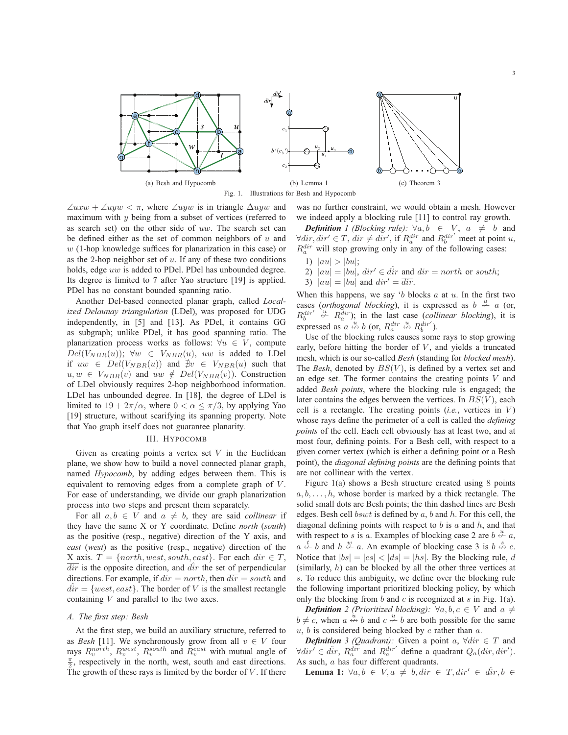(a) Besh and Hypocomb

(b) Lemma 1

(c) Theorem 3

Fig. 1. Illustrations for Besh and Hypocomb

$\angle uxw + \angle uyw < \pi$, where $\angle uyw$ is in triangle $\Delta uyw$ and maximum with $y$ being from a subset of vertices (referred to as search set) on the other side of $uw$. The search set can be defined either as the set of common neighbors of $u$ and $w$ (1-hop knowledge suffices for planarization in this case) or as the 2-hop neighbor set of $u$. If any of these two conditions holds, edge $uw$ is added to PDel. PDel has unbounded degree. Its degree is limited to 7 after Yao structure [19] is applied. PDel has no constant bounded spanning ratio.

Another Del-based connected planar graph, called *Localized Delaunay triangulation* (LDel), was proposed for UDG independently, in [5] and [13]. As PDel, it contains GG as subgraph; unlike PDel, it has good spanning ratio. The planarization process works as follows: $\forall u \in V$, compute $Del(V_{NBR}(u))$; $\forall w \in V_{NBR}(u)$, $uw$ is added to LDel if $uw \in Del(V_{NBR}(u))$ and $\nexists v \in V_{NBR}(u)$ such that $u, w \in V_{NBR}(v)$ and $uw \notin Del(V_{NBR}(v))$. Construction of LDel obviously requires 2-hop neighborhood information. LDel has unbounded degree. In [18], the degree of LDel is limited to $19 + 2\pi/\alpha$, where $0 < \alpha \leq \pi/3$, by applying Yao [19] structure, without scarifying its spanning property. Note that Yao graph itself does not guarantee planarity.

## III. Hypocomb

Given as creating points a vertex set $V$ in the Euclidean plane, we show how to build a novel connected planar graph, named *Hypocomb*, by adding edges between them. This is equivalent to removing edges from a complete graph of $V$. For ease of understanding, we divide our graph planarization process into two steps and present them separately.

For all $a, b \in V$ and $a \neq b$, they are said *collinear* if they have the same X or Y coordinate. Define *north* (*south*) as the positive (resp., negative) direction of the Y axis, and *east* (*west*) as the positive (resp., negative) direction of the X axis. $T = \{north, west, south, east\}$. For each $dir \in T$, $\overline{dir}$ is the opposite direction, and $\hat{dir}$ the set of perpendicular directions. For example, if $dir = north$, then $\overline{dir} = south$ and $\hat{dir} = \{west, east\}$. The border of $V$ is the smallest rectangle containing $V$ and parallel to the two axes.

### A. The first step: Besh

At the first step, we build an auxiliary structure, referred to as *Besh* [11]. We synchronously grow from all $v \in V$ four rays $R_v^{north}$, $R_v^{west}$, $R_v^{south}$ and $R_v^{east}$ with mutual angle of $\frac{\pi}{2}$, respectively in the north, west, south and east directions. The growth of these rays is limited by the border of $V$. If there was no further constraint, we would obtain a mesh. However we indeed apply a blocking rule [11] to control ray growth.

***Definition 1 (Blocking rule):*** $\forall a, b \in V$, $a \neq b$ and $\forall dir, dir' \in T$, $dir \neq dir'$, if $R_a^{dir}$ and $R_b^{dir'}$ meet at point $u$, $R_a^{dir}$ will stop growing only in any of the following cases:

1) $|au| > |bu|$;
2) $|au| = |bu|$, $dir' \in \hat{dir}$ and $dir = north$ or $south$;
3) $|au| = |bu|$ and $dir' = \overline{dir}$.

When this happens, we say '$b$ blocks $a$ at $u$. In the first two cases (*orthogonal blocking*), it is expressed as $b \overset{u}{\nleftarrow} a$ (or, $R_b^{dir'} \overset{u}{\nleftarrow} R_a^{dir}$); in the last case (*collinear blocking*), it is expressed as $a \overset{u}{\nleftrightarrow} b$ (or, $R_a^{dir} \overset{u}{\nleftrightarrow} R_b^{dir'}$).

Use of the blocking rules causes some rays to stop growing early, before hitting the border of $V$, and yields a truncated mesh, which is our so-called *Besh* (standing for *blocked mesh*). The *Besh*, denoted by $BS(V)$, is defined by a vertex set and an edge set. The former contains the creating points $V$ and added *Besh points*, where the blocking rule is engaged; the later contains the edges between the vertices. In $BS(V)$, each cell is a rectangle. The creating points (*i.e.*, vertices in $V$) whose rays define the perimeter of a cell is called the *defining points* of the cell. Each cell obviously has at least two, and at most four, defining points. For a Besh cell, with respect to a given corner vertex (which is either a defining point or a Besh point), the *diagonal defining points* are the defining points that are not collinear with the vertex.

Figure 1(a) shows a Besh structure created using 8 points $a, b, \ldots, h$, whose border is marked by a thick rectangle. The solid small dots are Besh points; the thin dashed lines are Besh edges. Besh cell $bswt$ is defined by $a$, $b$ and $h$. For this cell, the diagonal defining points with respect to $b$ is $a$ and $h$, and that with respect to $s$ is $a$. Examples of blocking case 2 are $b \overset{u}{\nleftarrow} a$, $a \overset{t}{\nleftarrow} b$ and $h \overset{w}{\nleftarrow} a$. An example of blocking case 3 is $b \overset{s}{\nleftrightarrow} c$. Notice that $|bs| = |cs| < |ds| = |hs|$. By the blocking rule, $d$ (similarly, $h$) can be blocked by all the other three vertices at $s$. To reduce this ambiguity, we define over the blocking rule the following important prioritized blocking policy, by which only the blocking from $b$ and $c$ is recognized at $s$ in Fig. 1(a).

***Definition 2 (Prioritized blocking):*** $\forall a, b, c \in V$ and $a \neq b \neq c$, when $a \overset{u}{\nleftrightarrow} b$ and $c \overset{u}{\nleftarrow} b$ are both possible for the same $u$, $b$ is considered being blocked by $c$ rather than $a$.

***Definition 3 (Quadrant):*** Given a point $a$, $\forall dir \in T$ and $\forall dir' \in \hat{dir}$, $R_a^{dir}$ and $R_a^{dir'}$ define a quadrant $Q_a(dir, dir')$. As such, $a$ has four different quadrants.

**Lemma 1:** $\forall a, b \in V, a \neq b, dir \in T, dir' \in \hat{dir}, b \in$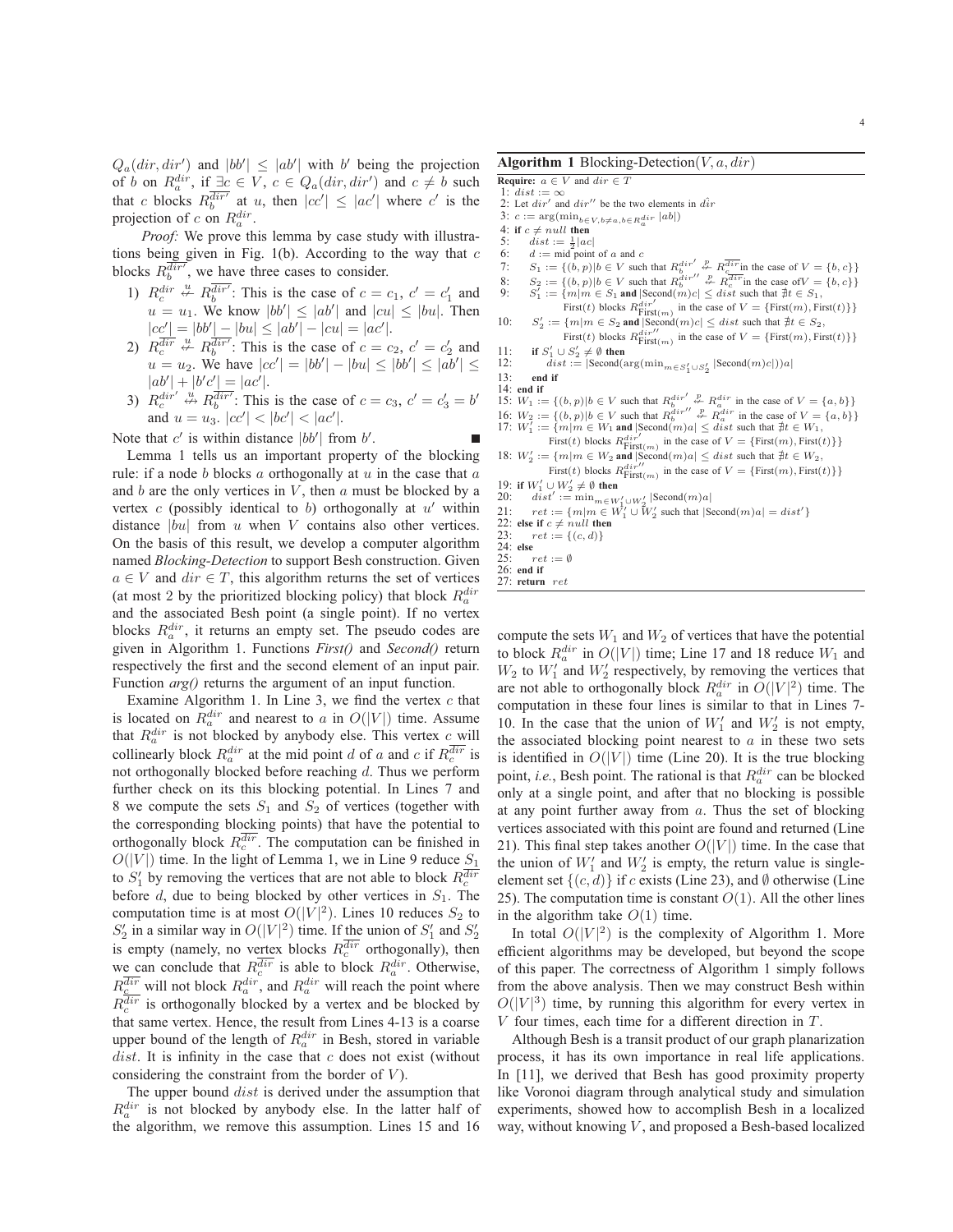$Q_a(dir, dir')$ and $|bb'| \leq |ab'|$ with $b'$ being the projection of $b$ on $R_a^{dir}$, if $\exists c \in V$, $c \in Q_a(dir, dir')$ and $c \neq b$ such that $c$ blocks $R_b^{\overline{dir'}}$ at $u$, then $|cc'| \leq |ac'|$ where $c'$ is the projection of $c$ on $R_a^{dir}$.

*Proof:* We prove this lemma by case study with illustrations being given in Fig. 1(b). According to the way that $c$ blocks $R_b^{\overline{dir'}}$, we have three cases to consider.

1) $R_c^{dir} \overset{u}{\nleftarrow} R_b^{\overline{dir'}}$: This is the case of $c = c_1$, $c' = c_1'$ and $u = u_1$. We know $|bb'| \leq |ab'|$ and $|cu| \leq |bu|$. Then $|cc'| = |bb'| - |bu| \leq |ab'| - |cu| = |ac'|$.
2) $R_c^{\overline{dir}} \overset{u}{\nleftarrow} R_b^{\overline{dir'}}$: This is the case of $c = c_2$, $c' = c_2'$ and $u = u_2$. We have $|cc'| = |bb'| - |bu| \leq |bb'| \leq |ab'| \leq |ab'| + |b'c'| = |ac'|$.
3) $R_c^{dir'} \overset{u}{\nLeftrightarrow} R_b^{\overline{dir'}}$: This is the case of $c = c_3$, $c' = c_3' = b'$ and $u = u_3$. $|cc'| < |bc'| < |ac'|$.

Note that $c'$ is within distance $|bb'|$ from $b'$. ∎

Lemma 1 tells us an important property of the blocking rule: if a node $b$ blocks $a$ orthogonally at $u$ in the case that $a$ and $b$ are the only vertices in $V$, then $a$ must be blocked by a vertex $c$ (possibly identical to $b$) orthogonally at $u'$ within distance $|bu|$ from $u$ when $V$ contains also other vertices. On the basis of this result, we develop a computer algorithm named *Blocking-Detection* to support Besh construction. Given $a \in V$ and $dir \in T$, this algorithm returns the set of vertices (at most 2 by the prioritized blocking policy) that block $R_a^{dir}$ and the associated Besh point (a single point). If no vertex blocks $R_a^{dir}$, it returns an empty set. The pseudo codes are given in Algorithm 1. Functions *First()* and *Second()* return respectively the first and the second element of an input pair. Function *arg()* returns the argument of an input function.

Examine Algorithm 1. In Line 3, we find the vertex $c$ that is located on $R_a^{dir}$ and nearest to $a$ in $O(|V|)$ time. Assume that $R_a^{dir}$ is not blocked by anybody else. This vertex $c$ will collinearly block $R_a^{dir}$ at the mid point $d$ of $a$ and $c$ if $R_c^{\overline{dir}}$ is not orthogonally blocked before reaching $d$. Thus we perform further check on its this blocking potential. In Lines 7 and 8 we compute the sets $S_1$ and $S_2$ of vertices (together with the corresponding blocking points) that have the potential to orthogonally block $R_c^{\overline{dir}}$. The computation can be finished in $O(|V|)$ time. In the light of Lemma 1, we in Line 9 reduce $S_1$ to $S_1'$ by removing the vertices that are not able to block $R_c^{\overline{dir}}$ before $d$, due to being blocked by other vertices in $S_1$. The computation time is at most $O(|V|^2)$. Lines 10 reduces $S_2$ to $S_2'$ in a similar way in $O(|V|^2)$ time. If the union of $S_1'$ and $S_2'$ is empty (namely, no vertex blocks $R_c^{\overline{dir}}$ orthogonally), then we can conclude that $R_c^{\overline{dir}}$ is able to block $R_a^{dir}$. Otherwise, $R_c^{\overline{dir}}$ will not block $R_a^{dir}$, and $R_a^{dir}$ will reach the point where $R_c^{\overline{dir}}$ is orthogonally blocked by a vertex and be blocked by that same vertex. Hence, the result from Lines 4-13 is a coarse upper bound of the length of $R_a^{dir}$ in Besh, stored in variable $dist$. It is infinity in the case that $c$ does not exist (without considering the constraint from the border of $V$).

The upper bound $dist$ is derived under the assumption that $R_a^{dir}$ is not blocked by anybody else. In the latter half of the algorithm, we remove this assumption. Lines 15 and 16 compute the sets $W_1$ and $W_2$ of vertices that have the potential to block $R_a^{dir}$ in $O(|V|)$ time; Line 17 and 18 reduce $W_1$ and $W_2$ to $W_1'$ and $W_2'$ respectively, by removing the vertices that are not able to orthogonally block $R_a^{dir}$ in $O(|V|^2)$ time. The computation in these four lines is similar to that in Lines 7-10. In the case that the union of $W_1'$ and $W_2'$ is not empty, the associated blocking point nearest to $a$ in these two sets is identified in $O(|V|)$ time (Line 20). It is the true blocking point, *i.e.*, Besh point. The rational is that $R_a^{dir}$ can be blocked only at a single point, and after that no blocking is possible at any point further away from $a$. Thus the set of blocking vertices associated with this point are found and returned (Line 21). This final step takes another $O(|V|)$ time. In the case that the union of $W_1'$ and $W_2'$ is empty, the return value is single-element set $\{(c, d)\}$ if $c$ exists (Line 23), and $\emptyset$ otherwise (Line 25). The computation time is constant $O(1)$. All the other lines in the algorithm take $O(1)$ time.

In total $O(|V|^2)$ is the complexity of Algorithm 1. More efficient algorithms may be developed, but beyond the scope of this paper. The correctness of Algorithm 1 simply follows from the above analysis. Then we may construct Besh within $O(|V|^3)$ time, by running this algorithm for every vertex in $V$ four times, each time for a different direction in $T$.

Although Besh is a transit product of our graph planarization process, it has its own importance in real life applications. In [11], we derived that Besh has good proximity property like Voronoi diagram through analytical study and simulation experiments, showed how to accomplish Besh in a localized way, without knowing $V$, and proposed a Besh-based localized

**Algorithm 1** Blocking-Detection($V, a, dir$)

**Require:** $a \in V$ and $dir \in T$

1: $dist := \infty$
2: Let $dir'$ and $dir''$ be the two elements in $\hat{dir}$
3: $c := \arg(\min_{b \in V, b \neq a, b \in R_a^{dir}} |ab|)$
4: **if** $c \neq null$ **then**
5: $\quad dist := \frac{1}{2}|ac|$
6: $\quad d :=$ mid point of $a$ and $c$
7: $\quad S_1 := \{(b, p) | b \in V$ such that $R_b^{dir'} \overset{p}{\nleftarrow} R_c^{\overline{dir}}$ in the case of $V = \{b, c\}\}$
8: $\quad S_2 := \{(b, p) | b \in V$ such that $R_b^{dir''} \overset{p}{\nleftarrow} R_c^{\overline{dir}}$ in the case of $V = \{b, c\}\}$
9: $\quad S_1' := \{m | m \in S_1$ **and** $|\text{Second}(m)c| \leq dist$ such that $\nexists t \in S_1$, First($t$) blocks $R_{\text{First}(m)}^{dir'}$ in the case of $V = \{\text{First}(m), \text{First}(t)\}\}$
10: $\quad S_2' := \{m | m \in S_2$ **and** $|\text{Second}(m)c| \leq dist$ such that $\nexists t \in S_2$, First($t$) blocks $R_{\text{First}(m)}^{dir''}$ in the case of $V = \{\text{First}(m), \text{First}(t)\}\}$
11: $\quad$**if** $S_1' \cup S_2' \neq \emptyset$ **then**
12: $\quad\quad dist := |\text{Second}(\arg(\min_{m \in S_1' \cup S_2'} |\text{Second}(m)c|))a|$
13: $\quad$**end if**
14: **end if**
15: $W_1 := \{(b, p) | b \in V$ such that $R_b^{dir'} \overset{p}{\nleftarrow} R_a^{dir}$ in the case of $V = \{a, b\}\}$
16: $W_2 := \{(b, p) | b \in V$ such that $R_b^{dir''} \overset{p}{\nleftarrow} R_a^{dir}$ in the case of $V = \{a, b\}\}$
17: $W_1' := \{m | m \in W_1$ **and** $|\text{Second}(m)a| \leq dist$ such that $\nexists t \in W_1$, First($t$) blocks $R_{\text{First}(m)}^{dir'}$ in the case of $V = \{\text{First}(m), \text{First}(t)\}\}$
18: $W_2' := \{m | m \in W_2$ **and** $|\text{Second}(m)a| \leq dist$ such that $\nexists t \in W_2$, First($t$) blocks $R_{\text{First}(m)}^{dir''}$ in the case of $V = \{\text{First}(m), \text{First}(t)\}\}$
19: **if** $W_1' \cup W_2' \neq \emptyset$ **then**
20: $\quad dist' := \min_{m \in W_1' \cup W_2'} |\text{Second}(m)a|$
21: $\quad ret := \{m | m \in W_1' \cup W_2'$ such that $|\text{Second}(m)a| = dist'\}$
22: **else if** $c \neq null$ **then**
23: $\quad ret := \{(c, d)\}$
24: **else**
25: $\quad ret := \emptyset$
26: **end if**
27: **return** $ret$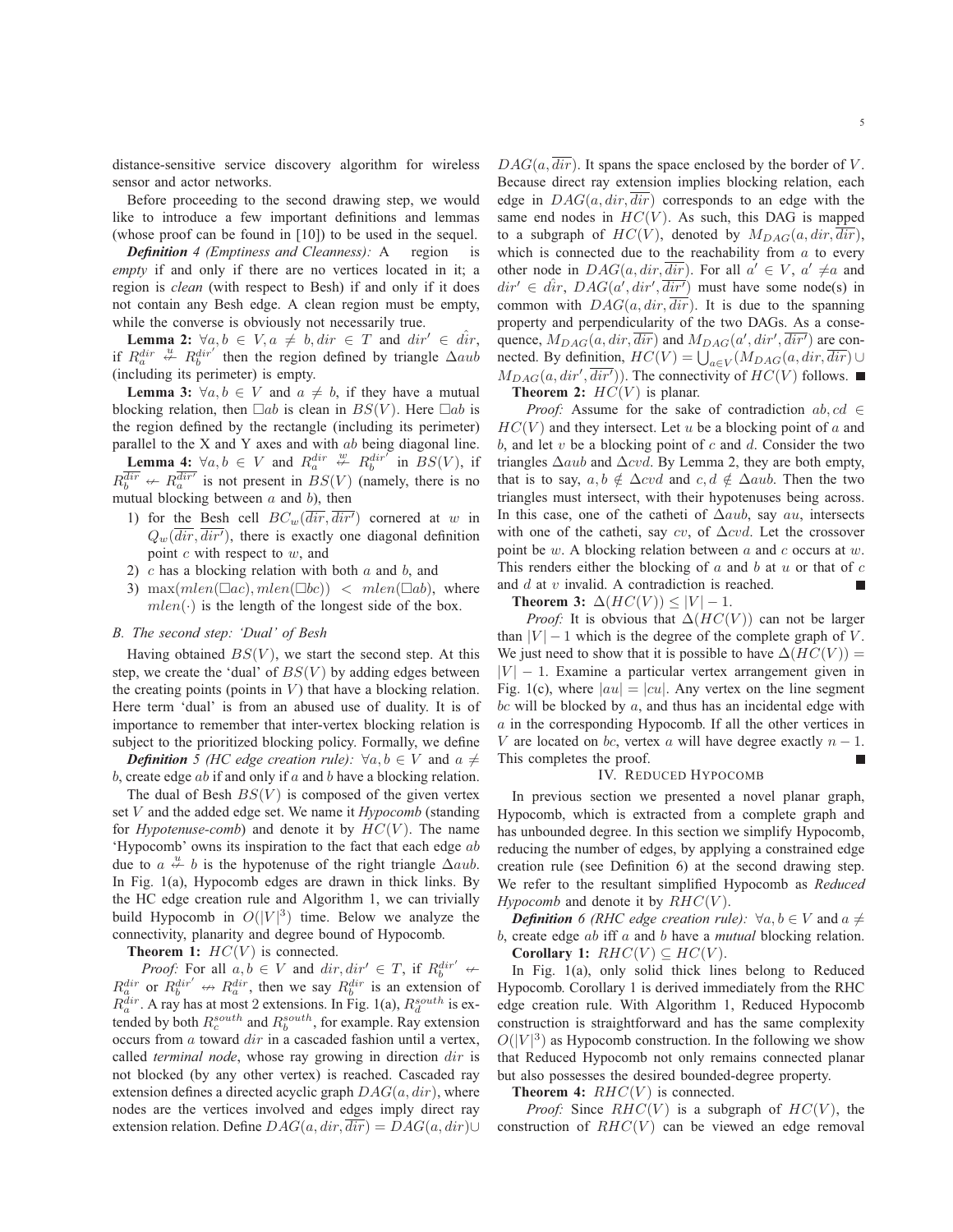distance-sensitive service discovery algorithm for wireless sensor and actor networks.

Before proceeding to the second drawing step, we would like to introduce a few important definitions and lemmas (whose proof can be found in [10]) to be used in the sequel.

***Definition 4 (Emptiness and Cleanness):*** A region is *empty* if and only if there are no vertices located in it; a region is *clean* (with respect to Besh) if and only if it does not contain any Besh edge. A clean region must be empty, while the converse is obviously not necessarily true.

**Lemma 2:** $\forall a, b \in V, a \neq b, dir \in T$ and $dir' \in \hat{dir}$, if $R_a^{dir} \overset{u}{\nleftarrow} R_b^{dir'}$ then the region defined by triangle $\Delta aub$ (including its perimeter) is empty.

**Lemma 3:** $\forall a, b \in V$ and $a \neq b$, if they have a mutual blocking relation, then $\Box ab$ is clean in $BS(V)$. Here $\Box ab$ is the region defined by the rectangle (including its perimeter) parallel to the X and Y axes and with $ab$ being diagonal line.

**Lemma 4:** $\forall a, b \in V$ and $R_a^{dir} \overset{w}{\nleftarrow} R_b^{dir'}$ in $BS(V)$, if $R_b^{\overline{dir}} \nleftarrow R_a^{\overline{dir'}}$ is not present in $BS(V)$ (namely, there is no mutual blocking between $a$ and $b$), then

1) for the Besh cell $BC_w(\overline{dir}, \overline{dir'})$ cornered at $w$ in $Q_w(\overline{dir}, \overline{dir'})$, there is exactly one diagonal definition point $c$ with respect to $w$, and
2) $c$ has a blocking relation with both $a$ and $b$, and
3) $\max(mlen(\Box ac), mlen(\Box bc)) < mlen(\Box ab)$, where $mlen(\cdot)$ is the length of the longest side of the box.

### B. The second step: 'Dual' of Besh

Having obtained $BS(V)$, we start the second step. At this step, we create the 'dual' of $BS(V)$ by adding edges between the creating points (points in $V$) that have a blocking relation. Here term 'dual' is from an abused use of duality. It is of importance to remember that inter-vertex blocking relation is subject to the prioritized blocking policy. Formally, we define

***Definition 5 (HC edge creation rule):*** $\forall a, b \in V$ and $a \neq b$, create edge $ab$ if and only if $a$ and $b$ have a blocking relation.

The dual of Besh $BS(V)$ is composed of the given vertex set $V$ and the added edge set. We name it *Hypocomb* (standing for *Hypotenuse-comb*) and denote it by $HC(V)$. The name 'Hypocomb' owns its inspiration to the fact that each edge $ab$ due to $a \overset{u}{\nleftarrow} b$ is the hypotenuse of the right triangle $\Delta aub$. In Fig. 1(a), Hypocomb edges are drawn in thick links. By the HC edge creation rule and Algorithm 1, we can trivially build Hypocomb in $O(|V|^3)$ time. Below we analyze the connectivity, planarity and degree bound of Hypocomb.

**Theorem 1:** $HC(V)$ is connected.

*Proof:* For all $a, b \in V$ and $dir, dir' \in T$, if $R_b^{dir'} \nleftarrow R_a^{dir}$ or $R_b^{dir'} \nleftrightarrow R_a^{dir}$, then we say $R_b^{dir}$ is an extension of $R_a^{dir}$. A ray has at most 2 extensions. In Fig. 1(a), $R_d^{south}$ is extended by both $R_c^{south}$ and $R_b^{south}$, for example. Ray extension occurs from $a$ toward $dir$ in a cascaded fashion until a vertex, called *terminal node*, whose ray growing in direction $dir$ is not blocked (by any other vertex) is reached. Cascaded ray extension defines a directed acyclic graph $DAG(a, dir)$, where nodes are the vertices involved and edges imply direct ray extension relation. Define $DAG(a, dir, \overline{dir}) = DAG(a, dir) \cup DAG(a, \overline{dir})$. It spans the space enclosed by the border of $V$. Because direct ray extension implies blocking relation, each edge in $DAG(a, dir, \overline{dir})$ corresponds to an edge with the same end nodes in $HC(V)$. As such, this DAG is mapped to a subgraph of $HC(V)$, denoted by $M_{DAG}(a, dir, \overline{dir})$, which is connected due to the reachability from $a$ to every other node in $DAG(a, dir, \overline{dir})$. For all $a' \in V$, $a' \neq a$ and $dir' \in \hat{dir}$, $DAG(a', dir', \overline{dir'})$ must have some node(s) in common with $DAG(a, dir, \overline{dir})$. It is due to the spanning property and perpendicularity of the two DAGs. As a consequence, $M_{DAG}(a, dir, \overline{dir})$ and $M_{DAG}(a', dir', \overline{dir'})$ are connected. By definition, $HC(V) = \bigcup_{a \in V}(M_{DAG}(a, dir, \overline{dir}) \cup M_{DAG}(a, dir', \overline{dir'}))$. The connectivity of $HC(V)$ follows. ■

**Theorem 2:** $HC(V)$ is planar.

*Proof:* Assume for the sake of contradiction $ab, cd \in HC(V)$ and they intersect. Let $u$ be a blocking point of $a$ and $b$, and let $v$ be a blocking point of $c$ and $d$. Consider the two triangles $\Delta aub$ and $\Delta cvd$. By Lemma 2, they are both empty, that is to say, $a, b \notin \Delta cvd$ and $c, d \notin \Delta aub$. Then the two triangles must intersect, with their hypotenuses being across. In this case, one of the catheti of $\Delta aub$, say $au$, intersects with one of the catheti, say $cv$, of $\Delta cvd$. Let the crossover point be $w$. A blocking relation between $a$ and $c$ occurs at $w$. This renders either the blocking of $a$ and $b$ at $u$ or that of $c$ and $d$ at $v$ invalid. A contradiction is reached. ■

**Theorem 3:** $\Delta(HC(V)) \leq |V| - 1$.

*Proof:* It is obvious that $\Delta(HC(V))$ can not be larger than $|V| - 1$ which is the degree of the complete graph of $V$. We just need to show that it is possible to have $\Delta(HC(V)) = |V| - 1$. Examine a particular vertex arrangement given in Fig. 1(c), where $|au| = |cu|$. Any vertex on the line segment $bc$ will be blocked by $a$, and thus has an incidental edge with $a$ in the corresponding Hypocomb. If all the other vertices in $V$ are located on $bc$, vertex $a$ will have degree exactly $n - 1$. This completes the proof. ■

## IV. Reduced Hypocomb

In previous section we presented a novel planar graph, Hypocomb, which is extracted from a complete graph and has unbounded degree. In this section we simplify Hypocomb, reducing the number of edges, by applying a constrained edge creation rule (see Definition 6) at the second drawing step. We refer to the resultant simplified Hypocomb as *Reduced Hypocomb* and denote it by $RHC(V)$.

***Definition 6 (RHC edge creation rule):*** $\forall a, b \in V$ and $a \neq b$, create edge $ab$ iff $a$ and $b$ have a *mutual* blocking relation.

**Corollary 1:** $RHC(V) \subseteq HC(V)$.

In Fig. 1(a), only solid thick lines belong to Reduced Hypocomb. Corollary 1 is derived immediately from the RHC edge creation rule. With Algorithm 1, Reduced Hypocomb construction is straightforward and has the same complexity $O(|V|^3)$ as Hypocomb construction. In the following we show that Reduced Hypocomb not only remains connected planar but also possesses the desired bounded-degree property.

**Theorem 4:** $RHC(V)$ is connected.

*Proof:* Since $RHC(V)$ is a subgraph of $HC(V)$, the construction of $RHC(V)$ can be viewed an edge removal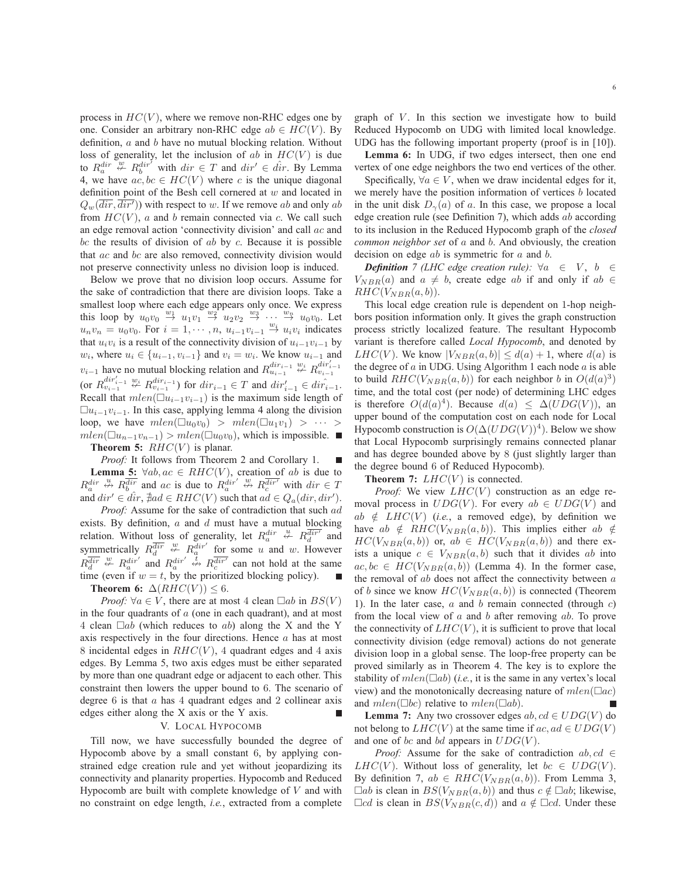process in $HC(V)$, where we remove non-RHC edges one by one. Consider an arbitrary non-RHC edge $ab \in HC(V)$. By definition, $a$ and $b$ have no mutual blocking relation. Without loss of generality, let the inclusion of $ab$ in $HC(V)$ is due to $R_a^{dir} \overset{w}{\not\leftarrow} R_b^{\overline{dir'}}$ with $dir \in T$ and $dir' \in \hat{dir}$. By Lemma 4, we have $ac, bc \in HC(V)$ where $c$ is the unique diagonal definition point of the Besh cell cornered at $w$ and located in $Q_w(\overline{dir}, \overline{dir'})$ with respect to $w$. If we remove $ab$ and only $ab$ from $HC(V)$, $a$ and $b$ remain connected via $c$. We call such an edge removal action 'connectivity division' and call $ac$ and $bc$ the results of division of $ab$ by $c$. Because it is possible that $ac$ and $bc$ are also removed, connectivity division would not preserve connectivity unless no division loop is induced.

Below we prove that no division loop occurs. Assume for the sake of contradiction that there are division loops. Take a smallest loop where each edge appears only once. We express this loop by $u_0v_0 \overset{w_1}{\to} u_1v_1 \overset{w_2}{\to} u_2v_2 \overset{w_3}{\to} \cdots \overset{w_n}{\to} u_0v_0$. Let $u_nv_n = u_0v_0$. For $i = 1, \cdots, n$, $u_{i-1}v_{i-1} \overset{w_i}{\to} u_iv_i$ indicates that $u_iv_i$ is a result of the connectivity division of $u_{i-1}v_{i-1}$ by $w_i$, where $u_i \in \{u_{i-1}, v_{i-1}\}$ and $v_i = w_i$. We know $u_{i-1}$ and $v_{i-1}$ have no mutual blocking relation and $R_{u_{i-1}}^{dir_{i-1}} \overset{w_i}{\not\leftarrow} R_{v_{i-1}}^{\overline{dir'_{i-1}}}$ (or $R_{v_{i-1}}^{dir'_{i-1}} \overset{w_i}{\not\leftarrow} R_{v_{i-1}}^{\overline{dir_{i-1}}}$) for $dir_{i-1} \in T$ and $dir'_{i-1} \in \hat{dir}_{i-1}$. Recall that $mlen(\square u_{i-1}v_{i-1})$ is the maximum side length of $\square u_{i-1}v_{i-1}$. In this case, applying lemma 4 along the division loop, we have $mlen(\square u_0v_0) > mlen(\square u_1v_1) > \cdots > mlen(\square u_{n-1}v_{n-1}) > mlen(\square u_0v_0)$, which is impossible. ∎

**Theorem 5:** $RHC(V)$ is planar.

*Proof:* It follows from Theorem 2 and Corollary 1. ∎

**Lemma 5:** $\forall ab, ac \in RHC(V)$, creation of $ab$ is due to $R_a^{dir} \overset{u}{\leftrightarrow} R_b^{\overline{dir}}$ and $ac$ is due to $R_a^{dir'} \overset{w}{\leftrightarrow} R_c^{\overline{dir'}}$ with $dir \in T$ and $dir' \in \hat{dir}$, $\nexists ad \in RHC(V)$ such that $ad \in Q_a(dir, dir')$.

*Proof:* Assume for the sake of contradiction that such $ad$ exists. By definition, $a$ and $d$ must have a mutual blocking relation. Without loss of generality, let $R_a^{dir} \overset{u}{\not\leftarrow} R_d^{\overline{dir'}}$ and symmetrically $R_d^{\overline{dir}} \overset{w}{\not\leftarrow} R_a^{dir'}$ for some $u$ and $w$. However $R_d^{\overline{dir}} \overset{w}{\not\leftarrow} R_a^{dir'}$ and $R_a^{dir'} \overset{t}{\leftrightarrow} R_c^{\overline{dir'}}$ can not hold at the same time (even if $w = t$, by the prioritized blocking policy). ∎

**Theorem 6:** $\Delta(RHC(V)) \leq 6$.

*Proof:* $\forall a \in V$, there are at most 4 clean $\square ab$ in $BS(V)$ in the four quadrants of $a$ (one in each quadrant), and at most 4 clean $\square ab$ (which reduces to $ab$) along the X and the Y axis respectively in the four directions. Hence $a$ has at most 8 incidental edges in $RHC(V)$, 4 quadrant edges and 4 axis edges. By Lemma 5, two axis edges must be either separated by more than one quadrant edge or adjacent to each other. This constraint then lowers the upper bound to 6. The scenario of degree 6 is that $a$ has 4 quadrant edges and 2 collinear axis edges either along the X axis or the Y axis. ∎

## V. Local Hypocomb

Till now, we have successfully bounded the degree of Hypocomb above by a small constant 6, by applying constrained edge creation rule and yet without jeopardizing its connectivity and planarity properties. Hypocomb and Reduced Hypocomb are built with complete knowledge of $V$ and with no constraint on edge length, *i.e.*, extracted from a complete graph of $V$. In this section we investigate how to build Reduced Hypocomb on UDG with limited local knowledge. UDG has the following important property (proof is in [10]).

**Lemma 6:** In UDG, if two edges intersect, then one end vertex of one edge neighbors the two end vertices of the other.

Specifically, $\forall a \in V$, when we draw incidental edges for it, we merely have the position information of vertices $b$ located in the unit disk $D_\gamma(a)$ of $a$. In this case, we propose a local edge creation rule (see Definition 7), which adds $ab$ according to its inclusion in the Reduced Hypocomb graph of the *closed common neighbor set* of $a$ and $b$. And obviously, the creation decision on edge $ab$ is symmetric for $a$ and $b$.

***Definition 7 (LHC edge creation rule):*** $\forall a \in V$, $b \in V_{NBR}(a)$ and $a \neq b$, create edge $ab$ if and only if $ab \in RHC(V_{NBR}(a, b))$.

This local edge creation rule is dependent on 1-hop neighbors position information only. It gives the graph construction process strictly localized feature. The resultant Hypocomb variant is therefore called *Local Hypocomb*, and denoted by $LHC(V)$. We know $|V_{NBR}(a, b)| \leq d(a) + 1$, where $d(a)$ is the degree of $a$ in UDG. Using Algorithm 1 each node $a$ is able to build $RHC(V_{NBR}(a, b))$ for each neighbor $b$ in $O(d(a)^3)$ time, and the total cost (per node) of determining LHC edges is therefore $O(d(a)^4)$. Because $d(a) \leq \Delta(UDG(V))$, an upper bound of the computation cost on each node for Local Hypocomb construction is $O(\Delta(UDG(V))^4)$. Below we show that Local Hypocomb surprisingly remains connected planar and has degree bounded above by 8 (just slightly larger than the degree bound 6 of Reduced Hypocomb).

**Theorem 7:** $LHC(V)$ is connected.

*Proof:* We view $LHC(V)$ construction as an edge removal process in $UDG(V)$. For every $ab \in UDG(V)$ and $ab \notin LHC(V)$ (*i.e.*, a removed edge), by definition we have $ab \notin RHC(V_{NBR}(a, b))$. This implies either $ab \notin HC(V_{NBR}(a, b))$ or, $ab \in HC(V_{NBR}(a, b))$ and there exists a unique $c \in V_{NBR}(a, b)$ such that it divides $ab$ into $ac, bc \in HC(V_{NBR}(a, b))$ (Lemma 4). In the former case, the removal of $ab$ does not affect the connectivity between $a$ of $b$ since we know $HC(V_{NBR}(a, b))$ is connected (Theorem 1). In the later case, $a$ and $b$ remain connected (through $c$) from the local view of $a$ and $b$ after removing $ab$. To prove the connectivity of $LHC(V)$, it is sufficient to prove that local connectivity division (edge removal) actions do not generate division loop in a global sense. The loop-free property can be proved similarly as in Theorem 4. The key is to explore the stability of $mlen(\square ab)$ (*i.e.*, it is the same in any vertex's local view) and the monotonically decreasing nature of $mlen(\square ac)$ and $mlen(\square bc)$ relative to $mlen(\square ab)$. ∎

**Lemma 7:** Any two crossover edges $ab, cd \in UDG(V)$ do not belong to $LHC(V)$ at the same time if $ac, ad \in UDG(V)$ and one of $bc$ and $bd$ appears in $UDG(V)$.

*Proof:* Assume for the sake of contradiction $ab, cd \in LHC(V)$. Without loss of generality, let $bc \in UDG(V)$. By definition 7, $ab \in RHC(V_{NBR}(a, b))$. From Lemma 3, $\square ab$ is clean in $BS(V_{NBR}(a, b))$ and thus $c \notin \square ab$; likewise, $\square cd$ is clean in $BS(V_{NBR}(c, d))$ and $a \notin \square cd$. Under these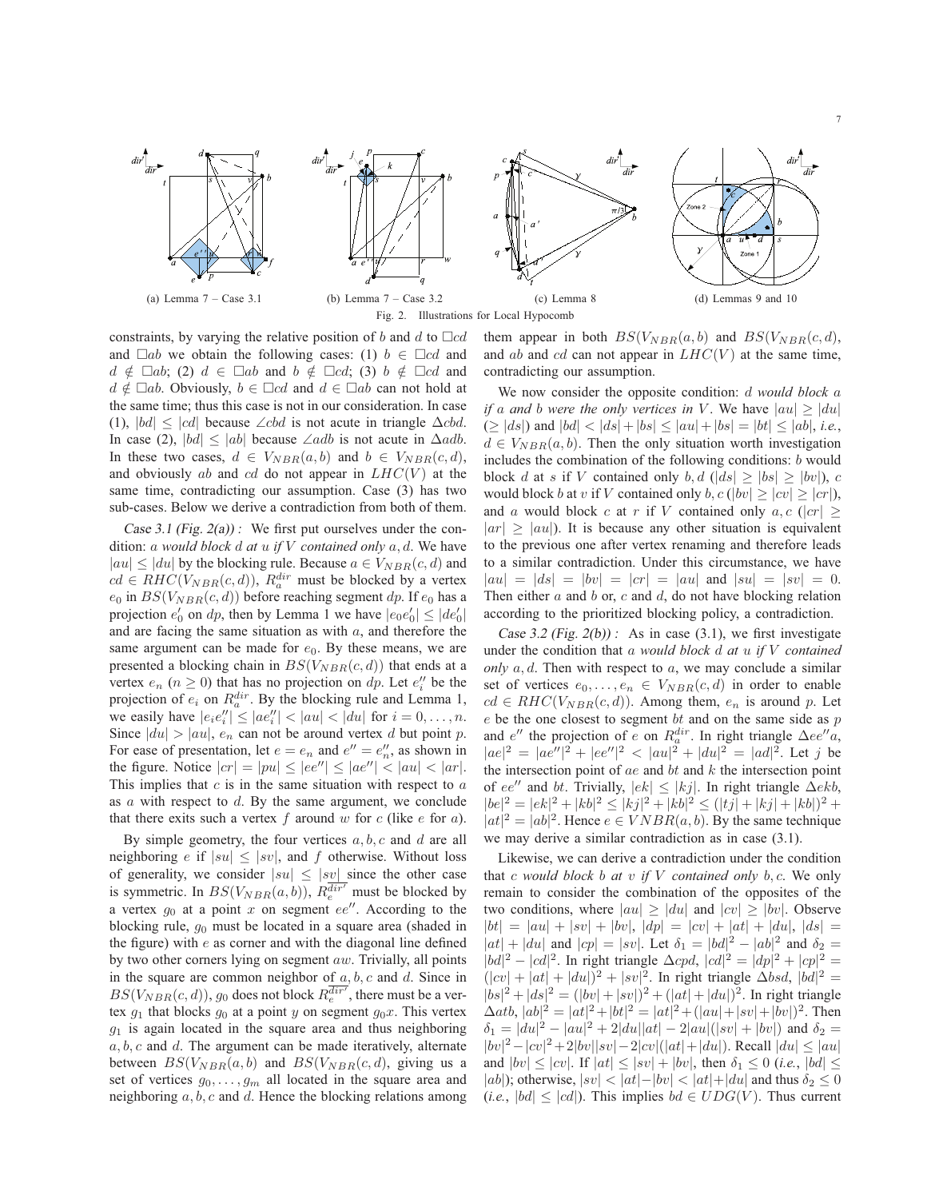(a) Lemma 7 – Case 3.1

(b) Lemma 7 – Case 3.2

(c) Lemma 8

(d) Lemmas 9 and 10

Fig. 2. Illustrations for Local Hypocomb

constraints, by varying the relative position of $b$ and $d$ to $\square cd$ and $\square ab$ we obtain the following cases: (1) $b \in \square cd$ and $d \notin \square ab$; (2) $d \in \square ab$ and $b \notin \square cd$; (3) $b \notin \square cd$ and $d \notin \square ab$. Obviously, $b \in \square cd$ and $d \in \square ab$ can not hold at the same time; thus this case is not in our consideration. In case (1), $|bd| \leq |cd|$ because $\angle cbd$ is not acute in triangle $\Delta cbd$. In case (2), $|bd| \leq |ab|$ because $\angle adb$ is not acute in $\Delta adb$. In these two cases, $d \in V_{NBR}(a,b)$ and $b \in V_{NBR}(c,d)$, and obviously $ab$ and $cd$ do not appear in $LHC(V)$ at the same time, contradicting our assumption. Case (3) has two sub-cases. Below we derive a contradiction from both of them.

*Case 3.1 (Fig. 2(a)) :* We first put ourselves under the condition: *$a$ would block $d$ at $u$ if $V$ contained only $a, d$*. We have $|au| \leq |du|$ by the blocking rule. Because $a \in V_{NBR}(c,d)$ and $cd \in RHC(V_{NBR}(c,d))$, $R_a^{dir}$ must be blocked by a vertex $e_0$ in $BS(V_{NBR}(c,d))$ before reaching segment $dp$. If $e_0$ has a projection $e_0'$ on $dp$, then by Lemma 1 we have $|e_0e_0'| \leq |de_0'|$ and are facing the same situation as with $a$, and therefore the same argument can be made for $e_0$. By these means, we are presented a blocking chain in $BS(V_{NBR}(c,d))$ that ends at a vertex $e_n$ ($n \geq 0$) that has no projection on $dp$. Let $e_i''$ be the projection of $e_i$ on $R_a^{dir}$. By the blocking rule and Lemma 1, we easily have $|e_ie_i''| \leq |ae_i''| < |au| < |du|$ for $i = 0, \ldots, n$. Since $|du| > |au|$, $e_n$ can not be around vertex $d$ but point $p$. For ease of presentation, let $e = e_n$ and $e'' = e_n''$, as shown in the figure. Notice $|cr| = |pu| \leq |ee''| \leq |ae''| < |au| < |ar|$. This implies that $c$ is in the same situation with respect to $a$ as $a$ with respect to $d$. By the same argument, we conclude that there exits such a vertex $f$ around $w$ for $c$ (like $e$ for $a$).

By simple geometry, the four vertices $a, b, c$ and $d$ are all neighboring $e$ if $|su| \leq |sv|$, and $f$ otherwise. Without loss of generality, we consider $|su| \leq |sv|$ since the other case is symmetric. In $BS(V_{NBR}(a,b))$, $R_e^{\overline{dir'}}$ must be blocked by a vertex $g_0$ at a point $x$ on segment $ee''$. According to the blocking rule, $g_0$ must be located in a square area (shaded in the figure) with $e$ as corner and with the diagonal line defined by two other corners lying on segment $aw$. Trivially, all points in the square are common neighbor of $a, b, c$ and $d$. Since in $BS(V_{NBR}(c,d))$, $g_0$ does not block $R_e^{\overline{dir'}}$, there must be a vertex $g_1$ that blocks $g_0$ at a point $y$ on segment $g_0x$. This vertex $g_1$ is again located in the square area and thus neighboring $a, b, c$ and $d$. The argument can be made iteratively, alternate between $BS(V_{NBR}(a,b)$ and $BS(V_{NBR}(c,d))$, giving us a set of vertices $g_0, \ldots, g_m$ all located in the square area and neighboring $a, b, c$ and $d$. Hence the blocking relations among them appear in both $BS(V_{NBR}(a,b))$ and $BS(V_{NBR}(c,d))$, and $ab$ and $cd$ can not appear in $LHC(V)$ at the same time, contradicting our assumption.

We now consider the opposite condition: *$d$ would block $a$ if $a$ and $b$ were the only vertices in $V$*. We have $|au| \geq |du|$ ($\geq |ds|$) and $|bd| < |ds| + |bs| \leq |au| + |bs| = |bt| \leq |ab|$, *i.e.*, $d \in V_{NBR}(a,b)$. Then the only situation worth investigation includes the combination of the following conditions: $b$ would block $d$ at $s$ if $V$ contained only $b, d$ ($|ds| \geq |bs| \geq |bv|$), $c$ would block $b$ at $v$ if $V$ contained only $b, c$ ($|bv| \geq |cv| \geq |cr|$), and $a$ would block $c$ at $r$ if $V$ contained only $a, c$ ($|cr| \geq |ar| \geq |au|$). It is because any other situation is equivalent to the previous one after vertex renaming and therefore leads to a similar contradiction. Under this circumstance, we have $|au| = |ds| = |bv| = |cr| = |au|$ and $|su| = |sv| = 0$. Then either $a$ and $b$ or, $c$ and $d$, do not have blocking relation according to the prioritized blocking policy, a contradiction.

*Case 3.2 (Fig. 2(b)) :* As in case (3.1), we first investigate under the condition that *$a$ would block $d$ at $u$ if $V$ contained only $a, d$*. Then with respect to $a$, we may conclude a similar set of vertices $e_0, \ldots, e_n \in V_{NBR}(c,d)$ in order to enable $cd \in RHC(V_{NBR}(c,d))$. Among them, $e_n$ is around $p$. Let $e$ be the one closest to segment $bt$ and on the same side as $p$ and $e''$ the projection of $e$ on $R_a^{dir}$. In right triangle $\Delta ee''a$, $|ae|^2 = |ae''|^2 + |ee''|^2 < |au|^2 + |du|^2 = |ad|^2$. Let $j$ be the intersection point of $ae$ and $bt$ and $k$ the intersection point of $ee''$ and $bt$. Trivially, $|ek| \leq |kj|$. In right triangle $\Delta ekb$, $|be|^2 = |ek|^2 + |kb|^2 \leq |kj|^2 + |kb|^2 \leq (|tj| + |kj| + |kb|)^2 + |at|^2 = |ab|^2$. Hence $e \in VNBR(a,b)$. By the same technique we may derive a similar contradiction as in case (3.1).

Likewise, we can derive a contradiction under the condition that *$c$ would block $b$ at $v$ if $V$ contained only $b, c$*. We only remain to consider the combination of the opposites of the two conditions, where $|au| \geq |du|$ and $|cv| \geq |bv|$. Observe $|bt| = |au| + |sv| + |bv|$, $|dp| = |cv| + |at| + |du|$, $|ds| = |at| + |du|$ and $|cp| = |sv|$. Let $\delta_1 = |bd|^2 - |ab|^2$ and $\delta_2 = |bd|^2 - |cd|^2$. In right triangle $\Delta cpd$, $|cd|^2 = |dp|^2 + |cp|^2 = (|cv| + |at| + |du|)^2 + |sv|^2$. In right triangle $\Delta bsd$, $|bd|^2 = |bs|^2 + |ds|^2 = (|bv| + |sv|)^2 + (|at| + |du|)^2$. In right triangle $\Delta atb$, $|ab|^2 = |at|^2 + |bt|^2 = |at|^2 + (|au| + |sv| + |bv|)^2$. Then $\delta_1 = |du|^2 - |au|^2 + 2|du||at| - 2|au|(|sv| + |bv|)$ and $\delta_2 = |bv|^2 - |cv|^2 + 2|bv||sv| - 2|cv|(|at| + |du|)$. Recall $|du| \leq |au|$ and $|bv| \leq |cv|$. If $|at| \leq |sv| + |bv|$, then $\delta_1 \leq 0$ (*i.e.*, $|bd| \leq |ab|$); otherwise, $|sv| < |at| - |bv| < |at| + |du|$ and thus $\delta_2 \leq 0$ (*i.e.*, $|bd| \leq |cd|$). This implies $bd \in UDG(V)$. Thus current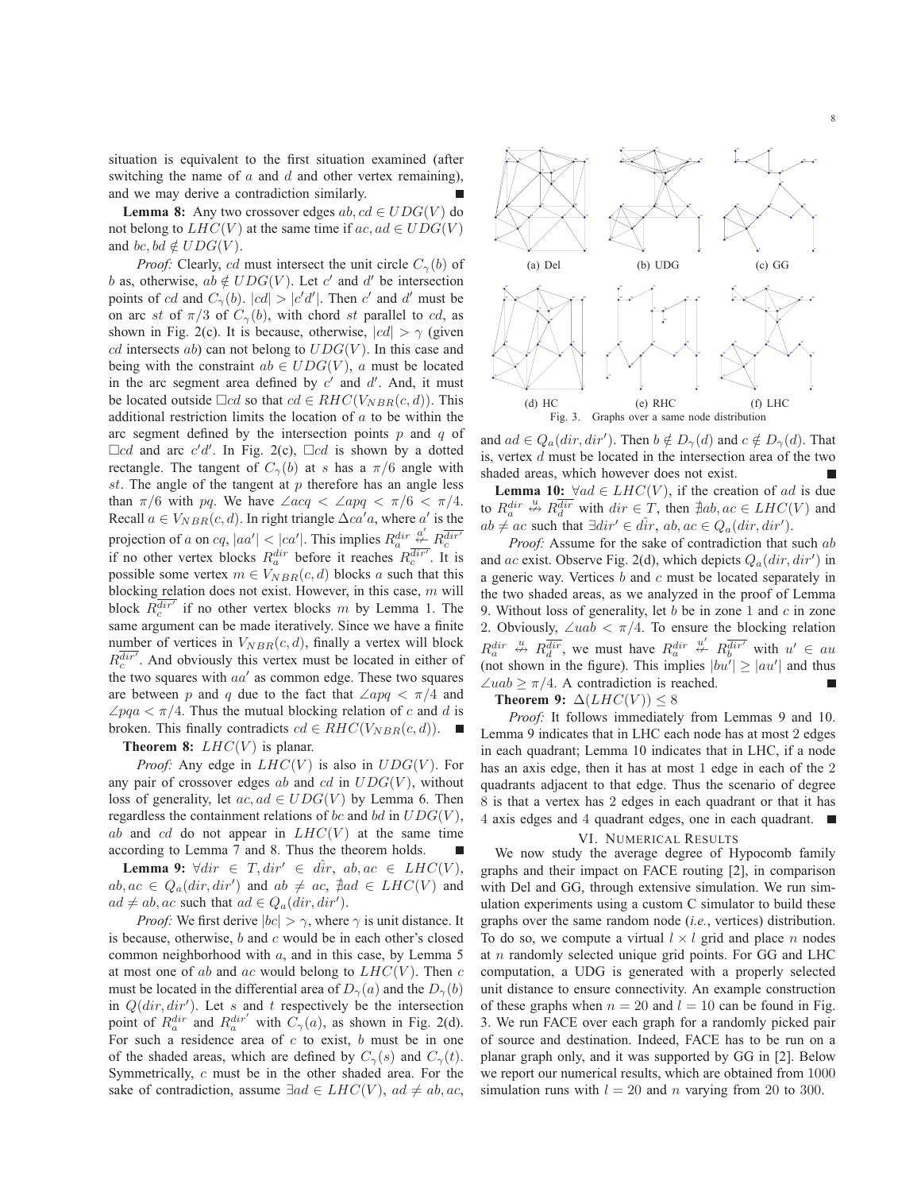situation is equivalent to the first situation examined (after switching the name of $a$ and $d$ and other vertex remaining), and we may derive a contradiction similarly. ■

**Lemma 8:** Any two crossover edges $ab, cd \in UDG(V)$ do not belong to $LHC(V)$ at the same time if $ac, ad \in UDG(V)$ and $bc, bd \notin UDG(V)$.

*Proof:* Clearly, $cd$ must intersect the unit circle $C_\gamma(b)$ of $b$ as, otherwise, $ab \notin UDG(V)$. Let $c'$ and $d'$ be intersection points of $cd$ and $C_\gamma(b)$. $|cd| > |c'd'|$. Then $c'$ and $d'$ must be on arc $st$ of $\pi/3$ of $C_\gamma(b)$, with chord $st$ parallel to $cd$, as shown in Fig. 2(c). It is because, otherwise, $|cd| > \gamma$ (given $cd$ intersects $ab$) can not belong to $UDG(V)$. In this case and being with the constraint $ab \in UDG(V)$, $a$ must be located in the arc segment area defined by $c'$ and $d'$. And, it must be located outside $\square cd$ so that $cd \in RHC(V_{NBR}(c,d))$. This additional restriction limits the location of $a$ to be within the arc segment defined by the intersection points $p$ and $q$ of $\square cd$ and arc $c'd'$. In Fig. 2(c), $\square cd$ is shown by a dotted rectangle. The tangent of $C_\gamma(b)$ at $s$ has a $\pi/6$ angle with $st$. The angle of the tangent at $p$ therefore has an angle less than $\pi/6$ with $pq$. We have $\angle acq < \angle apq < \pi/6 < \pi/4$. Recall $a \in V_{NBR}(c,d)$. In right triangle $\Delta ca'a$, where $a'$ is the projection of $a$ on $cq$, $|aa'| < |ca'|$. This implies $R_a^{dir} \overset{a'}{\nleftarrow} R_c^{\overline{dir'}}$ if no other vertex blocks $R_a^{dir}$ before it reaches $R_c^{\overline{dir'}}$. It is possible some vertex $m \in V_{NBR}(c,d)$ blocks $a$ such that this blocking relation does not exist. However, in this case, $m$ will block $R_c^{\overline{dir'}}$ if no other vertex blocks $m$ by Lemma 1. The same argument can be made iteratively. Since we have a finite number of vertices in $V_{NBR}(c,d)$, finally a vertex will block $R_c^{\overline{dir'}}$. And obviously this vertex must be located in either of the two squares with $aa'$ as common edge. These two squares are between $p$ and $q$ due to the fact that $\angle apq < \pi/4$ and $\angle pqa < \pi/4$. Thus the mutual blocking relation of $c$ and $d$ is broken. This finally contradicts $cd \in RHC(V_{NBR}(c,d))$. ■

**Theorem 8:** $LHC(V)$ is planar.

*Proof:* Any edge in $LHC(V)$ is also in $UDG(V)$. For any pair of crossover edges $ab$ and $cd$ in $UDG(V)$, without loss of generality, let $ac, ad \in UDG(V)$ by Lemma 6. Then regardless the containment relations of $bc$ and $bd$ in $UDG(V)$, $ab$ and $cd$ do not appear in $LHC(V)$ at the same time according to Lemma 7 and 8. Thus the theorem holds. ■

**Lemma 9:** $\forall dir \in T, dir' \in \hat{dir}$, $ab, ac \in LHC(V)$, $ab, ac \in Q_a(dir, dir')$ and $ab \neq ac$, $\nexists ad \in LHC(V)$ and $ad \neq ab, ac$ such that $ad \in Q_a(dir, dir')$.

*Proof:* We first derive $|bc| > \gamma$, where $\gamma$ is unit distance. It is because, otherwise, $b$ and $c$ would be in each other's closed common neighborhood with $a$, and in this case, by Lemma 5 at most one of $ab$ and $ac$ would belong to $LHC(V)$. Then $c$ must be located in the differential area of $D_\gamma(a)$ and the $D_\gamma(b)$ in $Q(dir, dir')$. Let $s$ and $t$ respectively be the intersection point of $R_a^{dir}$ and $R_a^{dir'}$ with $C_\gamma(a)$, as shown in Fig. 2(d). For such a residence area of $c$ to exist, $b$ must be in one of the shaded areas, which are defined by $C_\gamma(s)$ and $C_\gamma(t)$. Symmetrically, $c$ must be in the other shaded area. For the sake of contradiction, assume $\exists ad \in LHC(V)$, $ad \neq ab, ac$, and $ad \in Q_a(dir, dir')$. Then $b \notin D_\gamma(d)$ and $c \notin D_\gamma(d)$. That is, vertex $d$ must be located in the intersection area of the two shaded areas, which however does not exist. ■

(a) Del (b) UDG (c) GG (d) HC (e) RHC (f) LHC

Fig. 3. Graphs over a same node distribution

**Lemma 10:** $\forall ad \in LHC(V)$, if the creation of $ad$ is due to $R_a^{dir} \overset{u}{\nleftrightarrow} R_d^{\overline{dir}}$ with $dir \in T$, then $\nexists ab, ac \in LHC(V)$ and $ab \neq ac$ such that $\exists dir' \in \hat{dir}$, $ab, ac \in Q_a(dir, dir')$.

*Proof:* Assume for the sake of contradiction that such $ab$ and $ac$ exist. Observe Fig. 2(d), which depicts $Q_a(dir, dir')$ in a generic way. Vertices $b$ and $c$ must be located separately in the two shaded areas, as we analyzed in the proof of Lemma 9. Without loss of generality, let $b$ be in zone 1 and $c$ in zone 2. Obviously, $\angle uab < \pi/4$. To ensure the blocking relation $R_a^{dir} \overset{u}{\nleftrightarrow} R_d^{\overline{dir}}$, we must have $R_a^{dir} \overset{u'}{\nleftarrow} R_b^{\overline{dir'}}$ with $u' \in au$ (not shown in the figure). This implies $|bu'| \geq |au'|$ and thus $\angle uab \geq \pi/4$. A contradiction is reached. ■

**Theorem 9:** $\Delta(LHC(V)) \leq 8$

*Proof:* It follows immediately from Lemmas 9 and 10. Lemma 9 indicates that in LHC each node has at most 2 edges in each quadrant; Lemma 10 indicates that in LHC, if a node has an axis edge, then it has at most 1 edge in each of the 2 quadrants adjacent to that edge. Thus the scenario of degree 8 is that a vertex has 2 edges in each quadrant or that it has 4 axis edges and 4 quadrant edges, one in each quadrant. ■

## VI. Numerical Results

We now study the average degree of Hypocomb family graphs and their impact on FACE routing [2], in comparison with Del and GG, through extensive simulation. We run simulation experiments using a custom C simulator to build these graphs over the same random node (*i.e.*, vertices) distribution. To do so, we compute a virtual $l \times l$ grid and place $n$ nodes at $n$ randomly selected unique grid points. For GG and LHC computation, a UDG is generated with a properly selected unit distance to ensure connectivity. An example construction of these graphs when $n = 20$ and $l = 10$ can be found in Fig. 3. We run FACE over each graph for a randomly picked pair of source and destination. Indeed, FACE has to be run on a planar graph only, and it was supported by GG in [2]. Below we report our numerical results, which are obtained from 1000 simulation runs with $l = 20$ and $n$ varying from 20 to 300.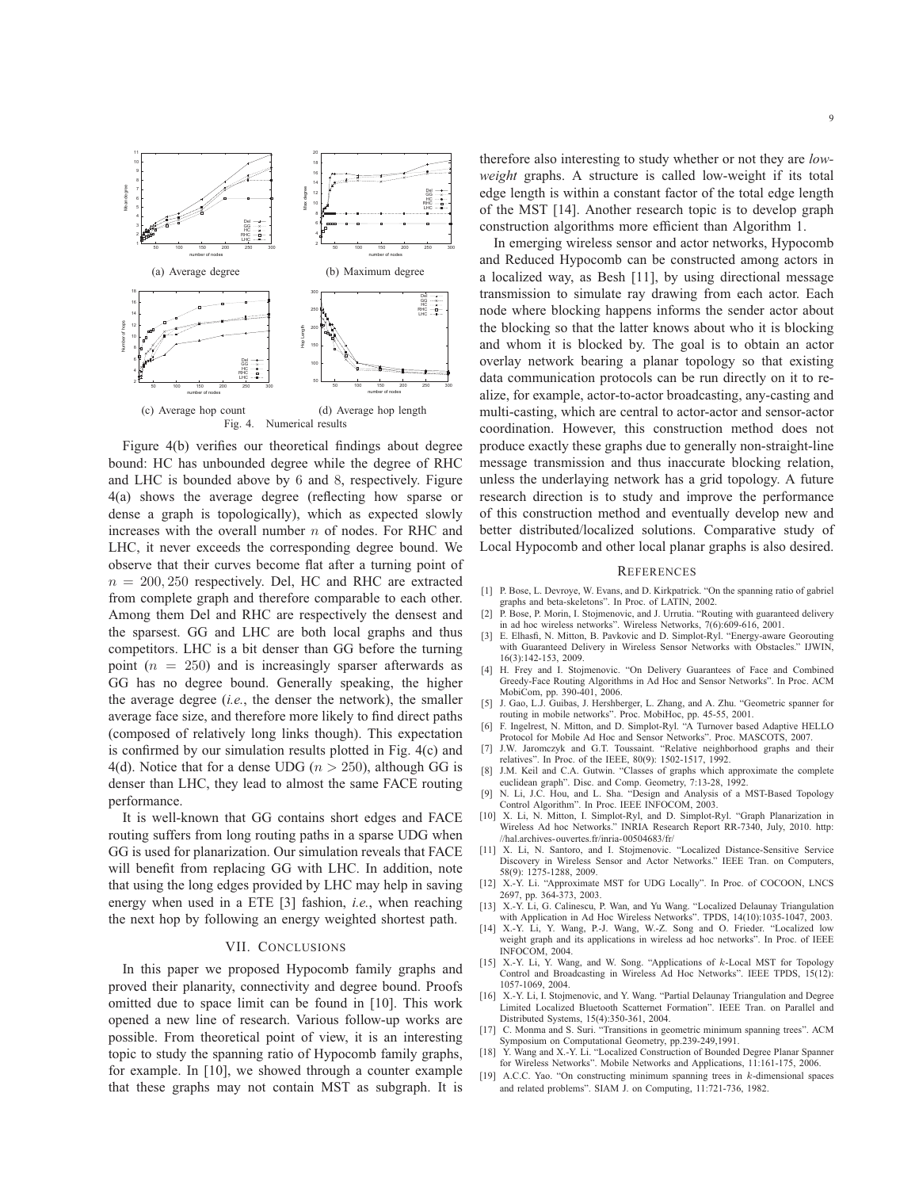Mean degree

number of nodes

Del
GG
HC
RHC
LHC

(a) Average degree

Max degree

number of nodes

Del
GG
HC
RHC
LHC

(b) Maximum degree

Number of hops

number of nodes

Del
GG
HC
RHC
LHC

(c) Average hop count

Hop Length

number of nodes

Del
GG
HC
RHC
LHC

(d) Average hop length

Fig. 4. Numerical results

Figure 4(b) verifies our theoretical findings about degree bound: HC has unbounded degree while the degree of RHC and LHC is bounded above by 6 and 8, respectively. Figure 4(a) shows the average degree (reflecting how sparse or dense a graph is topologically), which as expected slowly increases with the overall number $n$ of nodes. For RHC and LHC, it never exceeds the corresponding degree bound. We observe that their curves become flat after a turning point of $n = 200, 250$ respectively. Del, HC and RHC are extracted from complete graph and therefore comparable to each other. Among them Del and RHC are respectively the densest and the sparsest. GG and LHC are both local graphs and thus competitors. LHC is a bit denser than GG before the turning point ($n = 250$) and is increasingly sparser afterwards as GG has no degree bound. Generally speaking, the higher the average degree (*i.e.*, the denser the network), the smaller average face size, and therefore more likely to find direct paths (composed of relatively long links though). This expectation is confirmed by our simulation results plotted in Fig. 4(c) and 4(d). Notice that for a dense UDG ($n > 250$), although GG is denser than LHC, they lead to almost the same FACE routing performance.

It is well-known that GG contains short edges and FACE routing suffers from long routing paths in a sparse UDG when GG is used for planarization. Our simulation reveals that FACE will benefit from replacing GG with LHC. In addition, note that using the long edges provided by LHC may help in saving energy when used in a ETE [3] fashion, *i.e.*, when reaching the next hop by following an energy weighted shortest path.

## VII. Conclusions

In this paper we proposed Hypocomb family graphs and proved their planarity, connectivity and degree bound. Proofs omitted due to space limit can be found in [10]. This work opened a new line of research. Various follow-up works are possible. From theoretical point of view, it is an interesting topic to study the spanning ratio of Hypocomb family graphs, for example. In [10], we showed through a counter example that these graphs may not contain MST as subgraph. It is therefore also interesting to study whether or not they are *low-weight* graphs. A structure is called low-weight if its total edge length is within a constant factor of the total edge length of the MST [14]. Another research topic is to develop graph construction algorithms more efficient than Algorithm 1.

In emerging wireless sensor and actor networks, Hypocomb and Reduced Hypocomb can be constructed among actors in a localized way, as Besh [11], by using directional message transmission to simulate ray drawing from each actor. Each node where blocking happens informs the sender actor about the blocking so that the latter knows about who it is blocking and whom it is blocked by. The goal is to obtain an actor overlay network bearing a planar topology so that existing data communication protocols can be run directly on it to realize, for example, actor-to-actor broadcasting, any-casting and multi-casting, which are central to actor-actor and sensor-actor coordination. However, this construction method does not produce exactly these graphs due to generally non-straight-line message transmission and thus inaccurate blocking relation, unless the underlaying network has a grid topology. A future research direction is to study and improve the performance of this construction method and eventually develop new and better distributed/localized solutions. Comparative study of Local Hypocomb and other local planar graphs is also desired.

## References

[1] P. Bose, L. Devroye, W. Evans, and D. Kirkpatrick. "On the spanning ratio of gabriel graphs and beta-skeletons". In Proc. of LATIN, 2002.

[2] P. Bose, P. Morin, I. Stojmenovic, and J. Urrutia. "Routing with guaranteed delivery in ad hoc wireless networks". Wireless Networks, 7(6):609-616, 2001.

[3] E. Elhasfi, N. Mitton, B. Pavkovic and D. Simplot-Ryl. "Energy-aware Georouting with Guaranteed Delivery in Wireless Sensor Networks with Obstacles." IJWIN, 16(3):142-153, 2009.

[4] H. Frey and I. Stojmenovic. "On Delivery Guarantees of Face and Combined Greedy-Face Routing Algorithms in Ad Hoc and Sensor Networks". In Proc. ACM MobiCom, pp. 390-401, 2006.

[5] J. Gao, L.J. Guibas, J. Hershberger, L. Zhang, and A. Zhu. "Geometric spanner for routing in mobile networks". Proc. MobiHoc, pp. 45-55, 2001.

[6] F. Ingelrest, N. Mitton, and D. Simplot-Ryl. "A Turnover based Adaptive HELLO Protocol for Mobile Ad Hoc and Sensor Networks". Proc. MASCOTS, 2007.

[7] J.W. Jaromczyk and G.T. Toussaint. "Relative neighborhood graphs and their relatives". In Proc. of the IEEE, 80(9): 1502-1517, 1992.

[8] J.M. Keil and C.A. Gutwin. "Classes of graphs which approximate the complete euclidean graph". Disc. and Comp. Geometry, 7:13-28, 1992.

[9] N. Li, J.C. Hou, and L. Sha. "Design and Analysis of a MST-Based Topology Control Algorithm". In Proc. IEEE INFOCOM, 2003.

[10] X. Li, N. Mitton, I. Simplot-Ryl, and D. Simplot-Ryl. "Graph Planarization in Wireless Ad hoc Networks." INRIA Research Report RR-7340, July, 2010. http://hal.archives-ouvertes.fr/inria-00504683/fr/

[11] X. Li, N. Santoro, and I. Stojmenovic. "Localized Distance-Sensitive Service Discovery in Wireless Sensor and Actor Networks." IEEE Tran. on Computers, 58(9): 1275-1288, 2009.

[12] X.-Y. Li. "Approximate MST for UDG Locally". In Proc. of COCOON, LNCS 2697, pp. 364-373, 2003.

[13] X.-Y. Li, G. Calinescu, P. Wan, and Yu Wang. "Localized Delaunay Triangulation with Application in Ad Hoc Wireless Networks". TPDS, 14(10):1035-1047, 2003.

[14] X.-Y. Li, Y. Wang, P.-J. Wang, W.-Z. Song and O. Frieder. "Localized low weight graph and its applications in wireless ad hoc networks". In Proc. of IEEE INFOCOM, 2004.

[15] X.-Y. Li, Y. Wang, and W. Song. "Applications of $k$-Local MST for Topology Control and Broadcasting in Wireless Ad Hoc Networks". IEEE TPDS, 15(12): 1057-1069, 2004.

[16] X.-Y. Li, I. Stojmenovic, and Y. Wang. "Partial Delaunay Triangulation and Degree Limited Localized Bluetooth Scatternet Formation". IEEE Tran. on Parallel and Distributed Systems, 15(4):350-361, 2004.

[17] C. Monma and S. Suri. "Transitions in geometric minimum spanning trees". ACM Symposium on Computational Geometry, pp.239-249,1991.

[18] Y. Wang and X.-Y. Li. "Localized Construction of Bounded Degree Planar Spanner for Wireless Networks". Mobile Networks and Applications, 11:161-175, 2006.

[19] A.C.C. Yao. "On constructing minimum spanning trees in $k$-dimensional spaces and related problems". SIAM J. on Computing, 11:721-736, 1982.